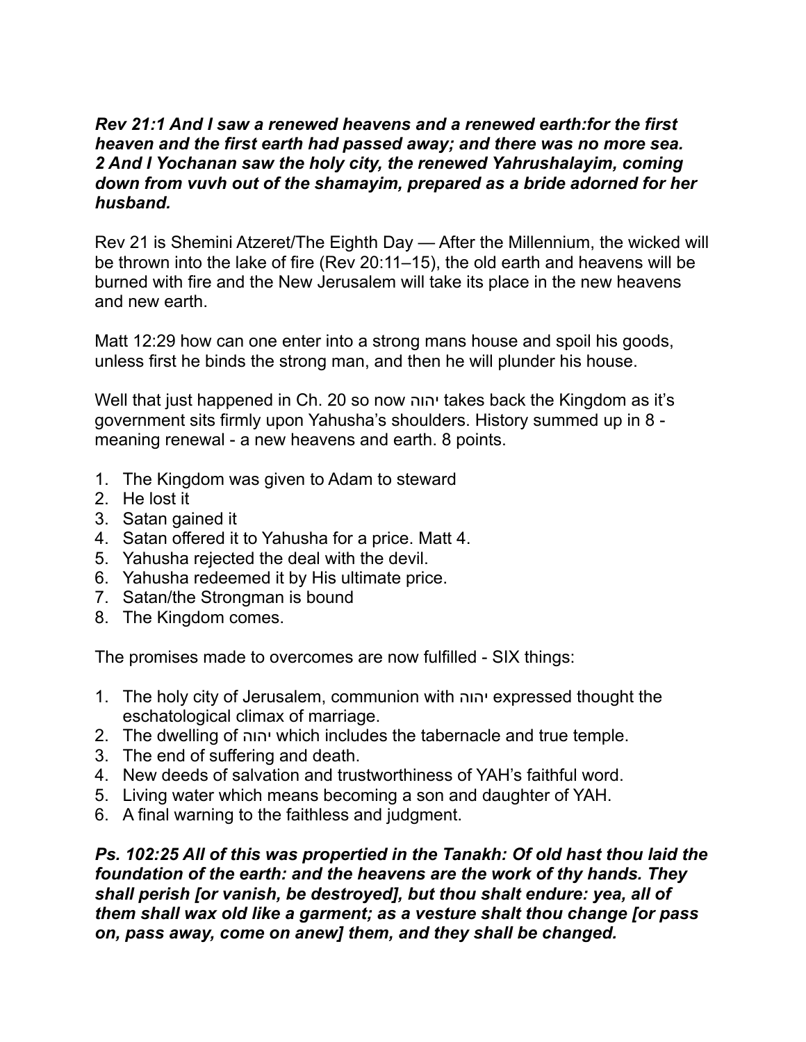***Rev 21:1 And I saw a renewed heavens and a renewed earth:for the first heaven and the first earth had passed away; and there was no more sea. 2 And I Yochanan saw the holy city, the renewed Yahrushalayim, coming down from vuvh out of the shamayim, prepared as a bride adorned for her husband.***

Rev 21 is Shemini Atzeret/The Eighth Day — After the Millennium, the wicked will be thrown into the lake of fire (Rev 20:11–15), the old earth and heavens will be burned with fire and the New Jerusalem will take its place in the new heavens and new earth.

Matt 12:29 how can one enter into a strong mans house and spoil his goods, unless first he binds the strong man, and then he will plunder his house.

Well that just happened in Ch. 20 so now יהוה takes back the Kingdom as it's government sits firmly upon Yahusha's shoulders. History summed up in 8 - meaning renewal - a new heavens and earth. 8 points.

1. The Kingdom was given to Adam to steward
2. He lost it
3. Satan gained it
4. Satan offered it to Yahusha for a price. Matt 4.
5. Yahusha rejected the deal with the devil.
6. Yahusha redeemed it by His ultimate price.
7. Satan/the Strongman is bound
8. The Kingdom comes.

The promises made to overcomes are now fulfilled - SIX things:

1. The holy city of Jerusalem, communion with יהוה expressed thought the eschatological climax of marriage.
2. The dwelling of יהוה which includes the tabernacle and true temple.
3. The end of suffering and death.
4. New deeds of salvation and trustworthiness of YAH's faithful word.
5. Living water which means becoming a son and daughter of YAH.
6. A final warning to the faithless and judgment.

***Ps. 102:25 All of this was propertied in the Tanakh: Of old hast thou laid the foundation of the earth: and the heavens are the work of thy hands. They shall perish [or vanish, be destroyed], but thou shalt endure: yea, all of them shall wax old like a garment; as a vesture shalt thou change [or pass on, pass away, come on anew] them, and they shall be changed.***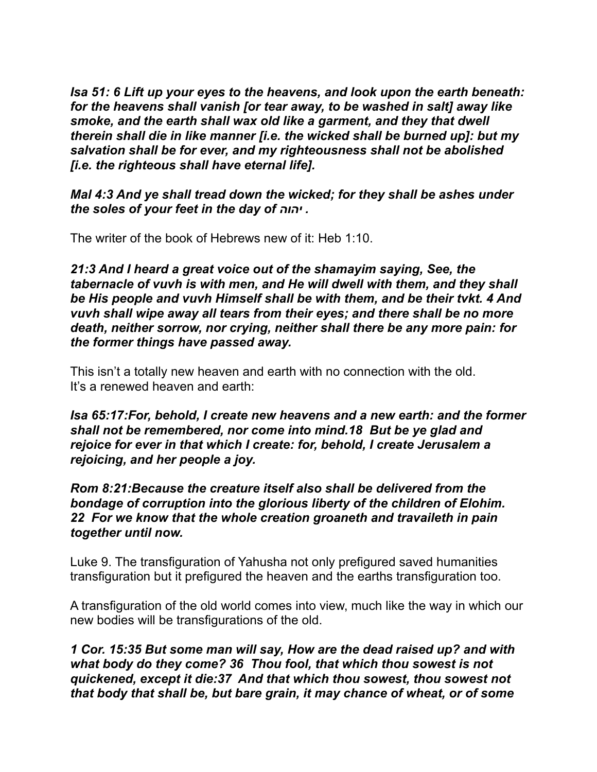***Isa 51: 6 Lift up your eyes to the heavens, and look upon the earth beneath: for the heavens shall vanish [or tear away, to be washed in salt] away like smoke, and the earth shall wax old like a garment, and they that dwell therein shall die in like manner [i.e. the wicked shall be burned up]: but my salvation shall be for ever, and my righteousness shall not be abolished [i.e. the righteous shall have eternal life].***

***Mal 4:3 And ye shall tread down the wicked; for they shall be ashes under the soles of your feet in the day of יהוה .***

The writer of the book of Hebrews new of it: Heb 1:10.

***21:3 And I heard a great voice out of the shamayim saying, See, the tabernacle of vuvh is with men, and He will dwell with them, and they shall be His people and vuvh Himself shall be with them, and be their tvkt. 4 And vuvh shall wipe away all tears from their eyes; and there shall be no more death, neither sorrow, nor crying, neither shall there be any more pain: for the former things have passed away.***

This isn't a totally new heaven and earth with no connection with the old. It's a renewed heaven and earth:

***Isa 65:17:For, behold, I create new heavens and a new earth: and the former shall not be remembered, nor come into mind.18 But be ye glad and rejoice for ever in that which I create: for, behold, I create Jerusalem a rejoicing, and her people a joy.***

***Rom 8:21:Because the creature itself also shall be delivered from the bondage of corruption into the glorious liberty of the children of Elohim. 22 For we know that the whole creation groaneth and travaileth in pain together until now.***

Luke 9. The transfiguration of Yahusha not only prefigured saved humanities transfiguration but it prefigured the heaven and the earths transfiguration too.

A transfiguration of the old world comes into view, much like the way in which our new bodies will be transfigurations of the old.

***1 Cor. 15:35 But some man will say, How are the dead raised up? and with what body do they come? 36 Thou fool, that which thou sowest is not quickened, except it die:37 And that which thou sowest, thou sowest not that body that shall be, but bare grain, it may chance of wheat, or of some***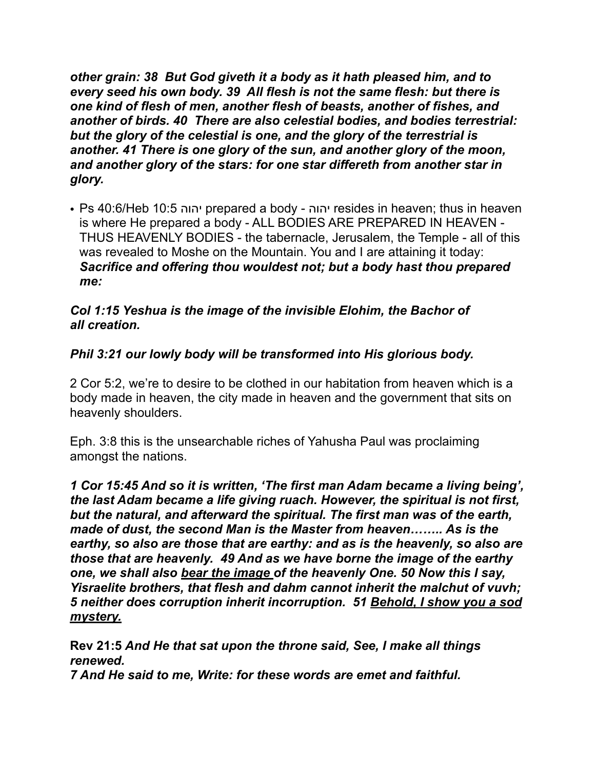***other grain: 38 But God giveth it a body as it hath pleased him, and to every seed his own body. 39 All flesh is not the same flesh: but there is one kind of flesh of men, another flesh of beasts, another of fishes, and another of birds. 40 There are also celestial bodies, and bodies terrestrial: but the glory of the celestial is one, and the glory of the terrestrial is another. 41 There is one glory of the sun, and another glory of the moon, and another glory of the stars: for one star differeth from another star in glory.***

- Ps 40:6/Heb 10:5 יהוה prepared a body - יהוה resides in heaven; thus in heaven is where He prepared a body - ALL BODIES ARE PREPARED IN HEAVEN - THUS HEAVENLY BODIES - the tabernacle, Jerusalem, the Temple - all of this was revealed to Moshe on the Mountain. You and I are attaining it today: ***Sacrifice and offering thou wouldest not; but a body hast thou prepared me:***

***Col 1:15 Yeshua is the image of the invisible Elohim, the Bachor of all creation.***

***Phil 3:21 our lowly body will be transformed into His glorious body.***

2 Cor 5:2, we're to desire to be clothed in our habitation from heaven which is a body made in heaven, the city made in heaven and the government that sits on heavenly shoulders.

Eph. 3:8 this is the unsearchable riches of Yahusha Paul was proclaiming amongst the nations.

***1 Cor 15:45 And so it is written, 'The first man Adam became a living being', the last Adam became a life giving ruach. However, the spiritual is not first, but the natural, and afterward the spiritual. The first man was of the earth, made of dust, the second Man is the Master from heaven…….. As is the earthy, so also are those that are earthy: and as is the heavenly, so also are those that are heavenly. 49 And as we have borne the image of the earthy one, we shall also <u>bear the image</u> of the heavenly One. 50 Now this I say, Yisraelite brothers, that flesh and dahm cannot inherit the malchut of vuvh; 5 neither does corruption inherit incorruption. 51 <u>Behold, I show you a sod mystery.</u>***

**Rev 21:5** ***And He that sat upon the throne said, See, I make all things renewed.***
***7 And He said to me, Write: for these words are emet and faithful.***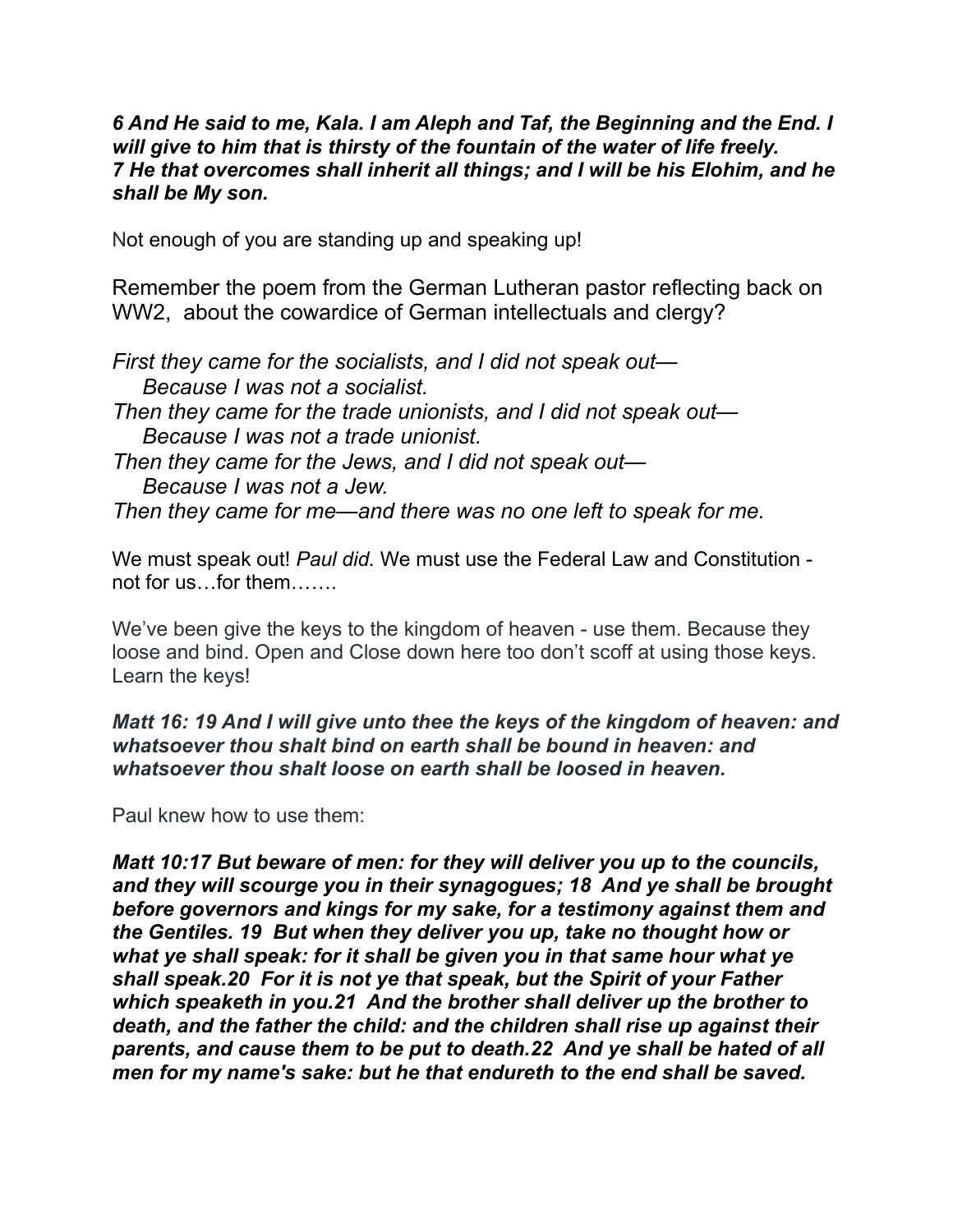***6 And He said to me, Kala. I am Aleph and Taf, the Beginning and the End. I will give to him that is thirsty of the fountain of the water of life freely.***
***7 He that overcomes shall inherit all things; and I will be his Elohim, and he shall be My son.***

Not enough of you are standing up and speaking up!

Remember the poem from the German Lutheran pastor reflecting back on WW2, about the cowardice of German intellectuals and clergy?

*First they came for the socialists, and I did not speak out—*
*Because I was not a socialist.*
*Then they came for the trade unionists, and I did not speak out—*
*Because I was not a trade unionist.*
*Then they came for the Jews, and I did not speak out—*
*Because I was not a Jew.*
*Then they came for me—and there was no one left to speak for me.*

We must speak out! *Paul did.* We must use the Federal Law and Constitution - not for us…for them…….

We've been give the keys to the kingdom of heaven - use them. Because they loose and bind. Open and Close down here too don't scoff at using those keys. Learn the keys!

***Matt 16: 19 And I will give unto thee the keys of the kingdom of heaven: and whatsoever thou shalt bind on earth shall be bound in heaven: and whatsoever thou shalt loose on earth shall be loosed in heaven.***

Paul knew how to use them:

***Matt 10:17 But beware of men: for they will deliver you up to the councils, and they will scourge you in their synagogues; 18 And ye shall be brought before governors and kings for my sake, for a testimony against them and the Gentiles. 19 But when they deliver you up, take no thought how or what ye shall speak: for it shall be given you in that same hour what ye shall speak.20 For it is not ye that speak, but the Spirit of your Father which speaketh in you.21 And the brother shall deliver up the brother to death, and the father the child: and the children shall rise up against their parents, and cause them to be put to death.22 And ye shall be hated of all men for my name's sake: but he that endureth to the end shall be saved.***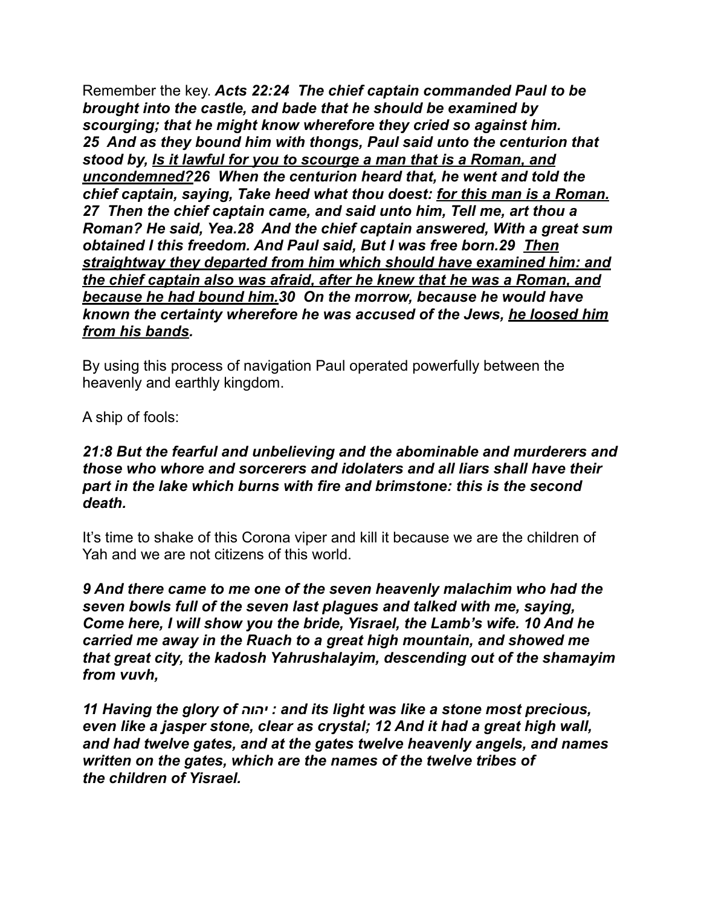Remember the key. ***Acts 22:24 The chief captain commanded Paul to be brought into the castle, and bade that he should be examined by scourging; that he might know wherefore they cried so against him. 25 And as they bound him with thongs, Paul said unto the centurion that stood by, <u>Is it lawful for you to scourge a man that is a Roman, and uncondemned?</u>26 When the centurion heard that, he went and told the chief captain, saying, Take heed what thou doest: <u>for this man is a Roman.</u> 27 Then the chief captain came, and said unto him, Tell me, art thou a Roman? He said, Yea.28 And the chief captain answered, With a great sum obtained I this freedom. And Paul said, But I was free born.29 <u>Then straightway they departed from him which should have examined him: and the chief captain also was afraid, after he knew that he was a Roman, and because he had bound him.</u>30 On the morrow, because he would have known the certainty wherefore he was accused of the Jews, <u>he loosed him from his bands</u>.***

By using this process of navigation Paul operated powerfully between the heavenly and earthly kingdom.

A ship of fools:

***21:8 But the fearful and unbelieving and the abominable and murderers and those who whore and sorcerers and idolaters and all liars shall have their part in the lake which burns with fire and brimstone: this is the second death.***

It's time to shake of this Corona viper and kill it because we are the children of Yah and we are not citizens of this world.

***9 And there came to me one of the seven heavenly malachim who had the seven bowls full of the seven last plagues and talked with me, saying, Come here, I will show you the bride, Yisrael, the Lamb's wife. 10 And he carried me away in the Ruach to a great high mountain, and showed me that great city, the kadosh Yahrushalayim, descending out of the shamayim from vuvh,***

***11 Having the glory of יהוה : and its light was like a stone most precious, even like a jasper stone, clear as crystal; 12 And it had a great high wall, and had twelve gates, and at the gates twelve heavenly angels, and names written on the gates, which are the names of the twelve tribes of the children of Yisrael.***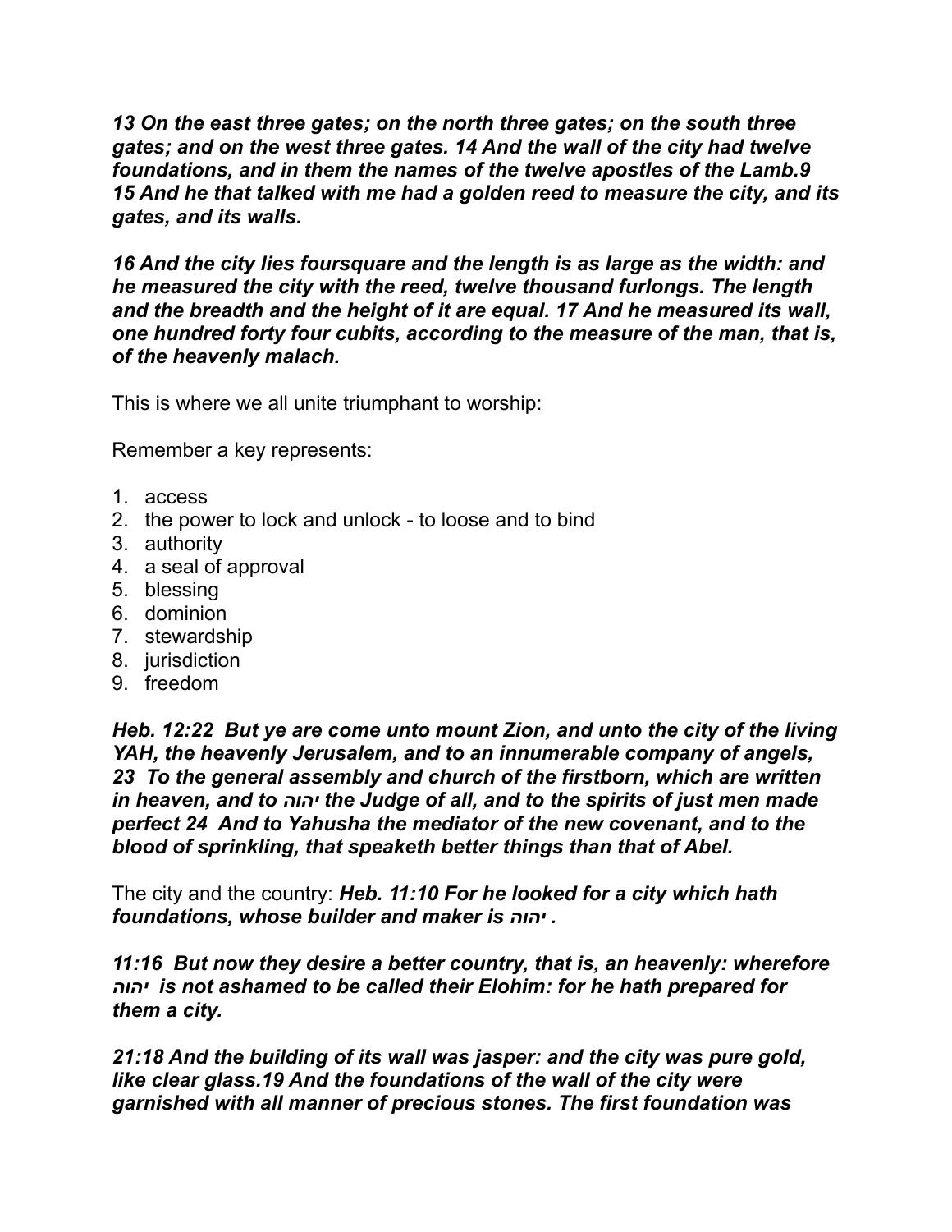***13 On the east three gates; on the north three gates; on the south three gates; and on the west three gates. 14 And the wall of the city had twelve foundations, and in them the names of the twelve apostles of the Lamb.9 15 And he that talked with me had a golden reed to measure the city, and its gates, and its walls.***

***16 And the city lies foursquare and the length is as large as the width: and he measured the city with the reed, twelve thousand furlongs. The length and the breadth and the height of it are equal. 17 And he measured its wall, one hundred forty four cubits, according to the measure of the man, that is, of the heavenly malach.***

This is where we all unite triumphant to worship:

Remember a key represents:

1. access
2. the power to lock and unlock - to loose and to bind
3. authority
4. a seal of approval
5. blessing
6. dominion
7. stewardship
8. jurisdiction
9. freedom

***Heb. 12:22 But ye are come unto mount Zion, and unto the city of the living YAH, the heavenly Jerusalem, and to an innumerable company of angels, 23 To the general assembly and church of the firstborn, which are written in heaven, and to יהוה the Judge of all, and to the spirits of just men made perfect 24 And to Yahusha the mediator of the new covenant, and to the blood of sprinkling, that speaketh better things than that of Abel.***

The city and the country: ***Heb. 11:10 For he looked for a city which hath foundations, whose builder and maker is יהוה .***

***11:16 But now they desire a better country, that is, an heavenly: wherefore יהוה is not ashamed to be called their Elohim: for he hath prepared for them a city.***

***21:18 And the building of its wall was jasper: and the city was pure gold, like clear glass.19 And the foundations of the wall of the city were garnished with all manner of precious stones. The first foundation was***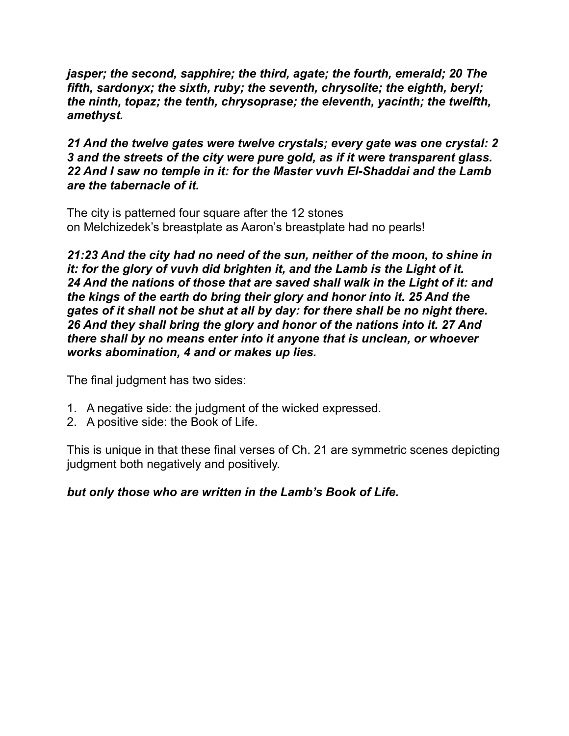***jasper; the second, sapphire; the third, agate; the fourth, emerald; 20 The fifth, sardonyx; the sixth, ruby; the seventh, chrysolite; the eighth, beryl; the ninth, topaz; the tenth, chrysoprase; the eleventh, yacinth; the twelfth, amethyst.***

***21 And the twelve gates were twelve crystals; every gate was one crystal: 2 3 and the streets of the city were pure gold, as if it were transparent glass. 22 And I saw no temple in it: for the Master vuvh El-Shaddai and the Lamb are the tabernacle of it.***

The city is patterned four square after the 12 stones
on Melchizedek's breastplate as Aaron's breastplate had no pearls!

***21:23 And the city had no need of the sun, neither of the moon, to shine in it: for the glory of vuvh did brighten it, and the Lamb is the Light of it. 24 And the nations of those that are saved shall walk in the Light of it: and the kings of the earth do bring their glory and honor into it. 25 And the gates of it shall not be shut at all by day: for there shall be no night there. 26 And they shall bring the glory and honor of the nations into it. 27 And there shall by no means enter into it anyone that is unclean, or whoever works abomination, 4 and or makes up lies.***

The final judgment has two sides:

1. A negative side: the judgment of the wicked expressed.
2. A positive side: the Book of Life.

This is unique in that these final verses of Ch. 21 are symmetric scenes depicting judgment both negatively and positively.

***but only those who are written in the Lamb's Book of Life.***